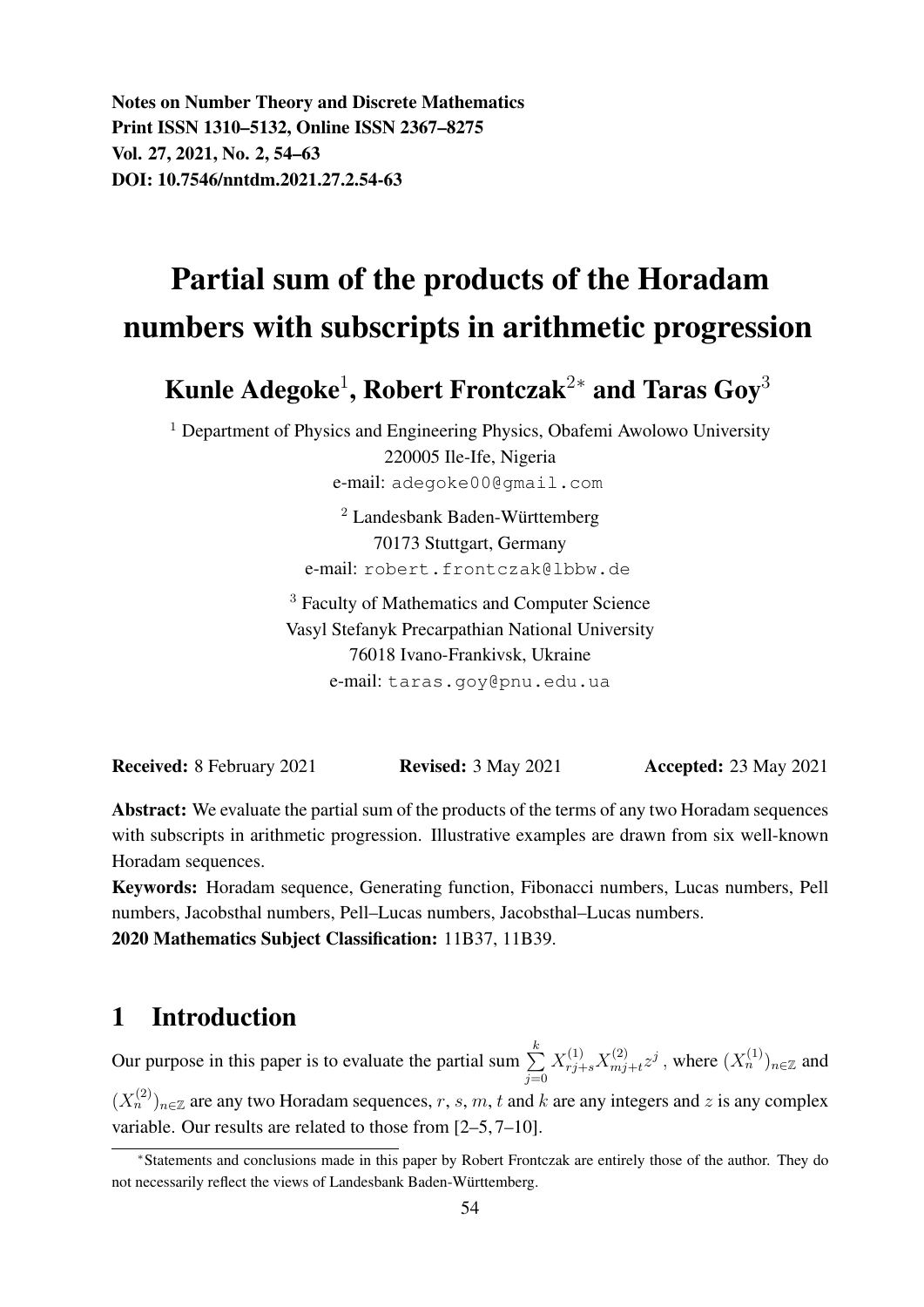**Notes on Number Theory and Discrete Mathematics**
**Print ISSN 1310–5132, Online ISSN 2367–8275**
**Vol. 27, 2021, No. 2, 54–63**
**DOI: 10.7546/nntdm.2021.27.2.54-63**

# Partial sum of the products of the Horadam numbers with subscripts in arithmetic progression

## Kunle Adegoke[1], Robert Frontczak[2*] and Taras Goy[3]

[1] Department of Physics and Engineering Physics, Obafemi Awolowo University
220005 Ile-Ife, Nigeria
e-mail: adegoke00@gmail.com

[2] Landesbank Baden-Württemberg
70173 Stuttgart, Germany
e-mail: robert.frontczak@lbbw.de

[3] Faculty of Mathematics and Computer Science
Vasyl Stefanyk Precarpathian National University
76018 Ivano-Frankivsk, Ukraine
e-mail: taras.goy@pnu.edu.ua

**Received:** 8 February 2021 **Revised:** 3 May 2021 **Accepted:** 23 May 2021

**Abstract:** We evaluate the partial sum of the products of the terms of any two Horadam sequences with subscripts in arithmetic progression. Illustrative examples are drawn from six well-known Horadam sequences.

**Keywords:** Horadam sequence, Generating function, Fibonacci numbers, Lucas numbers, Pell numbers, Jacobsthal numbers, Pell–Lucas numbers, Jacobsthal–Lucas numbers.

**2020 Mathematics Subject Classification:** 11B37, 11B39.

## 1 Introduction

Our purpose in this paper is to evaluate the partial sum $\sum_{j=0}^{k} X_{rj+s}^{(1)} X_{mj+t}^{(2)} z^j$, where $(X_n^{(1)})_{n\in\mathbb{Z}}$ and $(X_n^{(2)})_{n\in\mathbb{Z}}$ are any two Horadam sequences, $r$, $s$, $m$, $t$ and $k$ are any integers and $z$ is any complex variable. Our results are related to those from [2–5, 7–10].

*Statements and conclusions made in this paper by Robert Frontczak are entirely those of the author. They do not necessarily reflect the views of Landesbank Baden-Württemberg.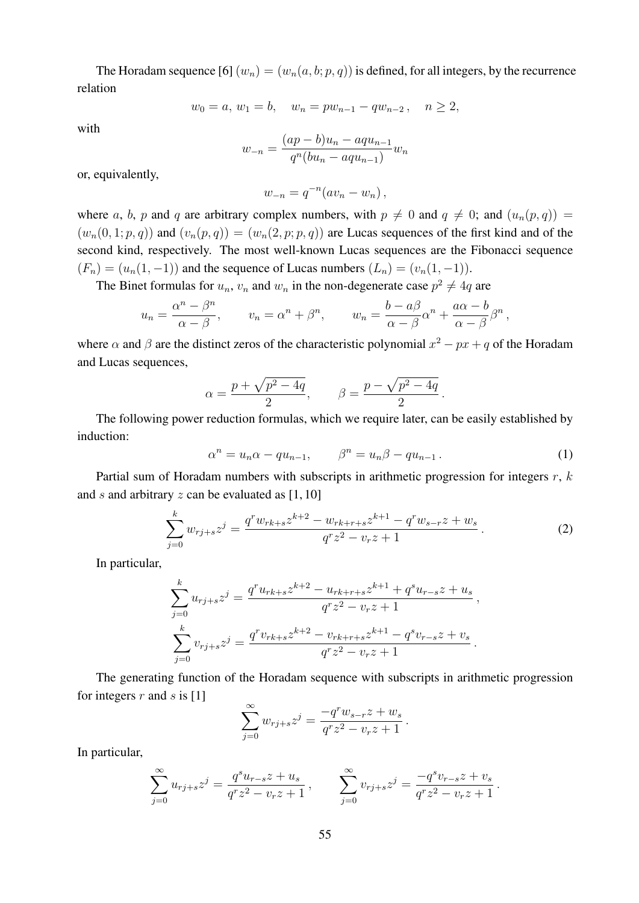The Horadam sequence [6] $(w_n) = (w_n(a, b; p, q))$ is defined, for all integers, by the recurrence relation

$$w_0 = a,\ w_1 = b, \quad w_n = pw_{n-1} - qw_{n-2}\,, \quad n \geq 2,$$

with

$$w_{-n} = \frac{(ap - b)u_n - aqu_{n-1}}{q^n(bu_n - aqu_{n-1})} w_n$$

or, equivalently,

$$w_{-n} = q^{-n}(av_n - w_n)\,,$$

where $a$, $b$, $p$ and $q$ are arbitrary complex numbers, with $p \neq 0$ and $q \neq 0$; and $(u_n(p, q)) = (w_n(0, 1; p, q))$ and $(v_n(p, q)) = (w_n(2, p; p, q))$ are Lucas sequences of the first kind and of the second kind, respectively. The most well-known Lucas sequences are the Fibonacci sequence $(F_n) = (u_n(1, -1))$ and the sequence of Lucas numbers $(L_n) = (v_n(1, -1))$.

The Binet formulas for $u_n$, $v_n$ and $w_n$ in the non-degenerate case $p^2 \neq 4q$ are

$$u_n = \frac{\alpha^n - \beta^n}{\alpha - \beta}, \qquad v_n = \alpha^n + \beta^n, \qquad w_n = \frac{b - a\beta}{\alpha - \beta}\alpha^n + \frac{a\alpha - b}{\alpha - \beta}\beta^n\,,$$

where $\alpha$ and $\beta$ are the distinct zeros of the characteristic polynomial $x^2 - px + q$ of the Horadam and Lucas sequences,

$$\alpha = \frac{p + \sqrt{p^2 - 4q}}{2}, \qquad \beta = \frac{p - \sqrt{p^2 - 4q}}{2}\,.$$

The following power reduction formulas, which we require later, can be easily established by induction:

$$\alpha^n = u_n\alpha - qu_{n-1}, \qquad \beta^n = u_n\beta - qu_{n-1}\,. \tag{1}$$

Partial sum of Horadam numbers with subscripts in arithmetic progression for integers $r$, $k$ and $s$ and arbitrary $z$ can be evaluated as [1, 10]

$$\sum_{j=0}^{k} w_{rj+s}z^j = \frac{q^r w_{rk+s}z^{k+2} - w_{rk+r+s}z^{k+1} - q^r w_{s-r}z + w_s}{q^r z^2 - v_r z + 1}\,. \tag{2}$$

In particular,

$$\sum_{j=0}^{k} u_{rj+s}z^j = \frac{q^r u_{rk+s}z^{k+2} - u_{rk+r+s}z^{k+1} + q^s u_{r-s}z + u_s}{q^r z^2 - v_r z + 1}\,,$$

$$\sum_{j=0}^{k} v_{rj+s}z^j = \frac{q^r v_{rk+s}z^{k+2} - v_{rk+r+s}z^{k+1} - q^s v_{r-s}z + v_s}{q^r z^2 - v_r z + 1}\,.$$

The generating function of the Horadam sequence with subscripts in arithmetic progression for integers $r$ and $s$ is [1]

$$\sum_{j=0}^{\infty} w_{rj+s}z^j = \frac{-q^r w_{s-r}z + w_s}{q^r z^2 - v_r z + 1}\,.$$

In particular,

$$\sum_{j=0}^{\infty} u_{rj+s}z^j = \frac{q^s u_{r-s}z + u_s}{q^r z^2 - v_r z + 1}\,, \qquad \sum_{j=0}^{\infty} v_{rj+s}z^j = \frac{-q^s v_{r-s}z + v_s}{q^r z^2 - v_r z + 1}\,.$$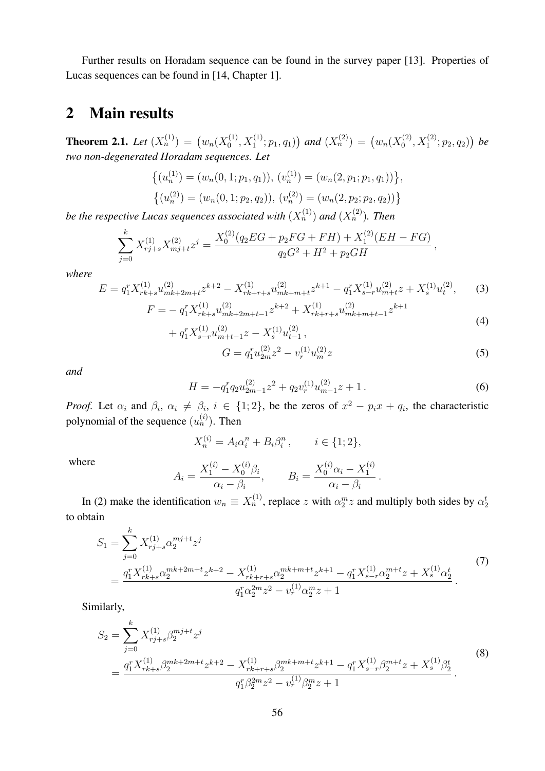Further results on Horadam sequence can be found in the survey paper [13]. Properties of Lucas sequences can be found in [14, Chapter 1].

## 2 Main results

**Theorem 2.1.** *Let* $(X_n^{(1)}) = \left(w_n(X_0^{(1)}, X_1^{(1)}; p_1, q_1)\right)$ *and* $(X_n^{(2)}) = \left(w_n(X_0^{(2)}, X_1^{(2)}; p_2, q_2)\right)$ *be two non-degenerated Horadam sequences. Let*

$$\left\{(u_n^{(1)}) = (w_n(0, 1; p_1, q_1)),\ (v_n^{(1)}) = (w_n(2, p_1; p_1, q_1))\right\},$$
$$\left\{(u_n^{(2)}) = (w_n(0, 1; p_2, q_2)),\ (v_n^{(2)}) = (w_n(2, p_2; p_2, q_2))\right\}$$

*be the respective Lucas sequences associated with* $(X_n^{(1)})$ *and* $(X_n^{(2)})$*. Then*

$$\sum_{j=0}^{k} X_{rj+s}^{(1)} X_{mj+t}^{(2)} z^j = \frac{X_0^{(2)}(q_2 EG + p_2 FG + FH) + X_1^{(2)}(EH - FG)}{q_2 G^2 + H^2 + p_2 GH}\,,$$

*where*

$$E = q_1^r X_{rk+s}^{(1)} u_{mk+2m+t}^{(2)} z^{k+2} - X_{rk+r+s}^{(1)} u_{mk+m+t}^{(2)} z^{k+1} - q_1^r X_{s-r}^{(1)} u_{m+t}^{(2)} z + X_s^{(1)} u_t^{(2)}, \tag{3}$$

$$\begin{aligned} F = &- q_1^r X_{rk+s}^{(1)} u_{mk+2m+t-1}^{(2)} z^{k+2} + X_{rk+r+s}^{(1)} u_{mk+m+t-1}^{(2)} z^{k+1} \\ &+ q_1^r X_{s-r}^{(1)} u_{m+t-1}^{(2)} z - X_s^{(1)} u_{t-1}^{(2)}\,, \end{aligned} \tag{4}$$

$$G = q_1^r u_{2m}^{(2)} z^2 - v_r^{(1)} u_m^{(2)} z \tag{5}$$

*and*

$$H = -q_1^r q_2 u_{2m-1}^{(2)} z^2 + q_2 v_r^{(1)} u_{m-1}^{(2)} z + 1\,. \tag{6}$$

*Proof.* Let $\alpha_i$ and $\beta_i$, $\alpha_i \neq \beta_i$, $i \in \{1; 2\}$, be the zeros of $x^2 - p_i x + q_i$, the characteristic polynomial of the sequence $(u_n^{(i)})$. Then

$$X_n^{(i)} = A_i \alpha_i^n + B_i \beta_i^n\,, \qquad i \in \{1; 2\},$$

where

$$A_i = \frac{X_1^{(i)} - X_0^{(i)} \beta_i}{\alpha_i - \beta_i}, \qquad B_i = \frac{X_0^{(i)} \alpha_i - X_1^{(i)}}{\alpha_i - \beta_i}\,.$$

In (2) make the identification $w_n \equiv X_n^{(1)}$, replace $z$ with $\alpha_2^m z$ and multiply both sides by $\alpha_2^t$ to obtain

$$\begin{aligned} S_1 &= \sum_{j=0}^{k} X_{rj+s}^{(1)} \alpha_2^{mj+t} z^j \\ &= \frac{q_1^r X_{rk+s}^{(1)} \alpha_2^{mk+2m+t} z^{k+2} - X_{rk+r+s}^{(1)} \alpha_2^{mk+m+t} z^{k+1} - q_1^r X_{s-r}^{(1)} \alpha_2^{m+t} z + X_s^{(1)} \alpha_2^t}{q_1^r \alpha_2^{2m} z^2 - v_r^{(1)} \alpha_2^m z + 1}\,. \end{aligned} \tag{7}$$

Similarly,

$$\begin{aligned} S_2 &= \sum_{j=0}^{k} X_{rj+s}^{(1)} \beta_2^{mj+t} z^j \\ &= \frac{q_1^r X_{rk+s}^{(1)} \beta_2^{mk+2m+t} z^{k+2} - X_{rk+r+s}^{(1)} \beta_2^{mk+m+t} z^{k+1} - q_1^r X_{s-r}^{(1)} \beta_2^{m+t} z + X_s^{(1)} \beta_2^t}{q_1^r \beta_2^{2m} z^2 - v_r^{(1)} \beta_2^m z + 1}\,. \end{aligned} \tag{8}$$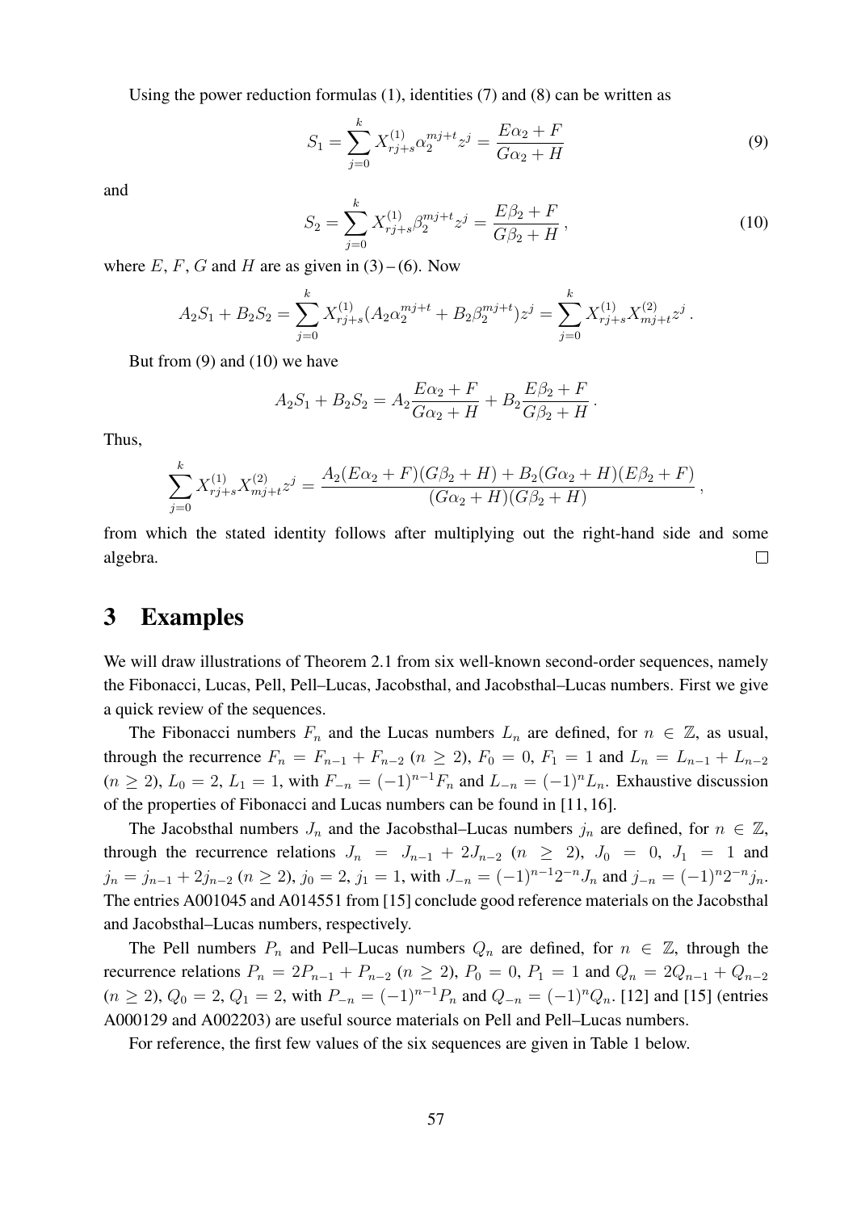Using the power reduction formulas (1), identities (7) and (8) can be written as

$$S_1 = \sum_{j=0}^{k} X_{rj+s}^{(1)} \alpha_2^{mj+t} z^j = \frac{E\alpha_2 + F}{G\alpha_2 + H} \tag{9}$$

and

$$S_2 = \sum_{j=0}^{k} X_{rj+s}^{(1)} \beta_2^{mj+t} z^j = \frac{E\beta_2 + F}{G\beta_2 + H}\,, \tag{10}$$

where $E$, $F$, $G$ and $H$ are as given in (3) – (6). Now

$$A_2 S_1 + B_2 S_2 = \sum_{j=0}^{k} X_{rj+s}^{(1)} (A_2 \alpha_2^{mj+t} + B_2 \beta_2^{mj+t}) z^j = \sum_{j=0}^{k} X_{rj+s}^{(1)} X_{mj+t}^{(2)} z^j\,.$$

But from (9) and (10) we have

$$A_2 S_1 + B_2 S_2 = A_2 \frac{E\alpha_2 + F}{G\alpha_2 + H} + B_2 \frac{E\beta_2 + F}{G\beta_2 + H}\,.$$

Thus,

$$\sum_{j=0}^{k} X_{rj+s}^{(1)} X_{mj+t}^{(2)} z^j = \frac{A_2(E\alpha_2 + F)(G\beta_2 + H) + B_2(G\alpha_2 + H)(E\beta_2 + F)}{(G\alpha_2 + H)(G\beta_2 + H)}\,,$$

from which the stated identity follows after multiplying out the right-hand side and some algebra. □

## 3 Examples

We will draw illustrations of Theorem 2.1 from six well-known second-order sequences, namely the Fibonacci, Lucas, Pell, Pell–Lucas, Jacobsthal, and Jacobsthal–Lucas numbers. First we give a quick review of the sequences.

The Fibonacci numbers $F_n$ and the Lucas numbers $L_n$ are defined, for $n \in \mathbb{Z}$, as usual, through the recurrence $F_n = F_{n-1} + F_{n-2}$ ($n \geq 2$), $F_0 = 0$, $F_1 = 1$ and $L_n = L_{n-1} + L_{n-2}$ ($n \geq 2$), $L_0 = 2$, $L_1 = 1$, with $F_{-n} = (-1)^{n-1} F_n$ and $L_{-n} = (-1)^n L_n$. Exhaustive discussion of the properties of Fibonacci and Lucas numbers can be found in [11, 16].

The Jacobsthal numbers $J_n$ and the Jacobsthal–Lucas numbers $j_n$ are defined, for $n \in \mathbb{Z}$, through the recurrence relations $J_n = J_{n-1} + 2J_{n-2}$ ($n \geq 2$), $J_0 = 0$, $J_1 = 1$ and $j_n = j_{n-1} + 2j_{n-2}$ ($n \geq 2$), $j_0 = 2$, $j_1 = 1$, with $J_{-n} = (-1)^{n-1} 2^{-n} J_n$ and $j_{-n} = (-1)^n 2^{-n} j_n$. The entries A001045 and A014551 from [15] conclude good reference materials on the Jacobsthal and Jacobsthal–Lucas numbers, respectively.

The Pell numbers $P_n$ and Pell–Lucas numbers $Q_n$ are defined, for $n \in \mathbb{Z}$, through the recurrence relations $P_n = 2P_{n-1} + P_{n-2}$ ($n \geq 2$), $P_0 = 0$, $P_1 = 1$ and $Q_n = 2Q_{n-1} + Q_{n-2}$ ($n \geq 2$), $Q_0 = 2$, $Q_1 = 2$, with $P_{-n} = (-1)^{n-1} P_n$ and $Q_{-n} = (-1)^n Q_n$. [12] and [15] (entries A000129 and A002203) are useful source materials on Pell and Pell–Lucas numbers.

For reference, the first few values of the six sequences are given in Table 1 below.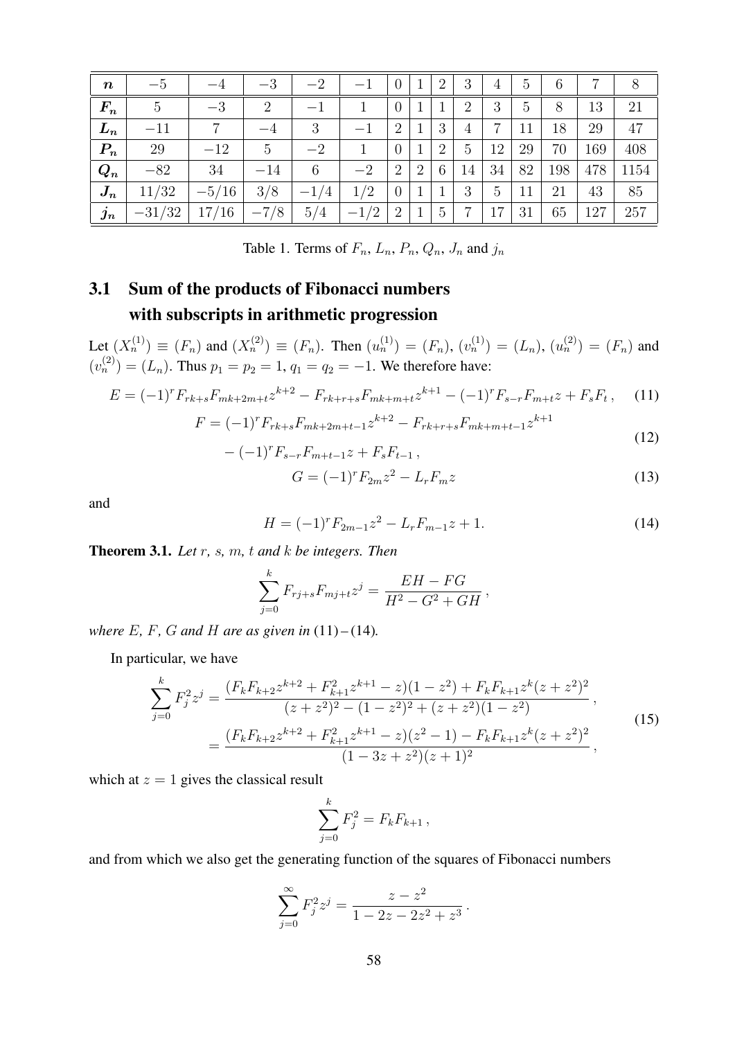| $n$ | $-5$ | $-4$ | $-3$ | $-2$ | $-1$ | $0$ | $1$ | $2$ | $3$ | $4$ | $5$ | $6$ | $7$ | $8$ |
|---|---|---|---|---|---|---|---|---|---|---|---|---|---|---|
| $F_n$ | $5$ | $-3$ | $2$ | $-1$ | $1$ | $0$ | $1$ | $1$ | $2$ | $3$ | $5$ | $8$ | $13$ | $21$ |
| $L_n$ | $-11$ | $7$ | $-4$ | $3$ | $-1$ | $2$ | $1$ | $3$ | $4$ | $7$ | $11$ | $18$ | $29$ | $47$ |
| $P_n$ | $29$ | $-12$ | $5$ | $-2$ | $1$ | $0$ | $1$ | $2$ | $5$ | $12$ | $29$ | $70$ | $169$ | $408$ |
| $Q_n$ | $-82$ | $34$ | $-14$ | $6$ | $-2$ | $2$ | $2$ | $6$ | $14$ | $34$ | $82$ | $198$ | $478$ | $1154$ |
| $J_n$ | $11/32$ | $-5/16$ | $3/8$ | $-1/4$ | $1/2$ | $0$ | $1$ | $1$ | $3$ | $5$ | $11$ | $21$ | $43$ | $85$ |
| $j_n$ | $-31/32$ | $17/16$ | $-7/8$ | $5/4$ | $-1/2$ | $2$ | $1$ | $5$ | $7$ | $17$ | $31$ | $65$ | $127$ | $257$ |

Table 1. Terms of $F_n$, $L_n$, $P_n$, $Q_n$, $J_n$ and $j_n$

## 3.1 Sum of the products of Fibonacci numbers with subscripts in arithmetic progression

Let $(X_n^{(1)}) \equiv (F_n)$ and $(X_n^{(2)}) \equiv (F_n)$. Then $(u_n^{(1)}) = (F_n)$, $(v_n^{(1)}) = (L_n)$, $(u_n^{(2)}) = (F_n)$ and $(v_n^{(2)}) = (L_n)$. Thus $p_1 = p_2 = 1$, $q_1 = q_2 = -1$. We therefore have:

$$E = (-1)^r F_{rk+s} F_{mk+2m+t} z^{k+2} - F_{rk+r+s} F_{mk+m+t} z^{k+1} - (-1)^r F_{s-r} F_{m+t} z + F_s F_t \,, \tag{11}$$

$$\begin{aligned} F = (-1)^r F_{rk+s} F_{mk+2m+t-1} z^{k+2} - F_{rk+r+s} F_{mk+m+t-1} z^{k+1} \\ - (-1)^r F_{s-r} F_{m+t-1} z + F_s F_{t-1} \,, \end{aligned} \tag{12}$$

$$G = (-1)^r F_{2m} z^2 - L_r F_m z \tag{13}$$

and

$$H = (-1)^r F_{2m-1} z^2 - L_r F_{m-1} z + 1. \tag{14}$$

**Theorem 3.1.** *Let $r$, $s$, $m$, $t$ and $k$ be integers. Then*

$$\sum_{j=0}^{k} F_{rj+s} F_{mj+t} z^j = \frac{EH - FG}{H^2 - G^2 + GH} \,,$$

*where $E$, $F$, $G$ and $H$ are as given in* (11)–(14)*.*

In particular, we have

$$\begin{aligned} \sum_{j=0}^{k} F_j^2 z^j &= \frac{(F_k F_{k+2} z^{k+2} + F_{k+1}^2 z^{k+1} - z)(1 - z^2) + F_k F_{k+1} z^k (z + z^2)^2}{(z + z^2)^2 - (1 - z^2)^2 + (z + z^2)(1 - z^2)} \,, \\ &= \frac{(F_k F_{k+2} z^{k+2} + F_{k+1}^2 z^{k+1} - z)(z^2 - 1) - F_k F_{k+1} z^k (z + z^2)^2}{(1 - 3z + z^2)(z + 1)^2} \,, \end{aligned} \tag{15}$$

which at $z = 1$ gives the classical result

$$\sum_{j=0}^{k} F_j^2 = F_k F_{k+1} \,,$$

and from which we also get the generating function of the squares of Fibonacci numbers

$$\sum_{j=0}^{\infty} F_j^2 z^j = \frac{z - z^2}{1 - 2z - 2z^2 + z^3} \,.$$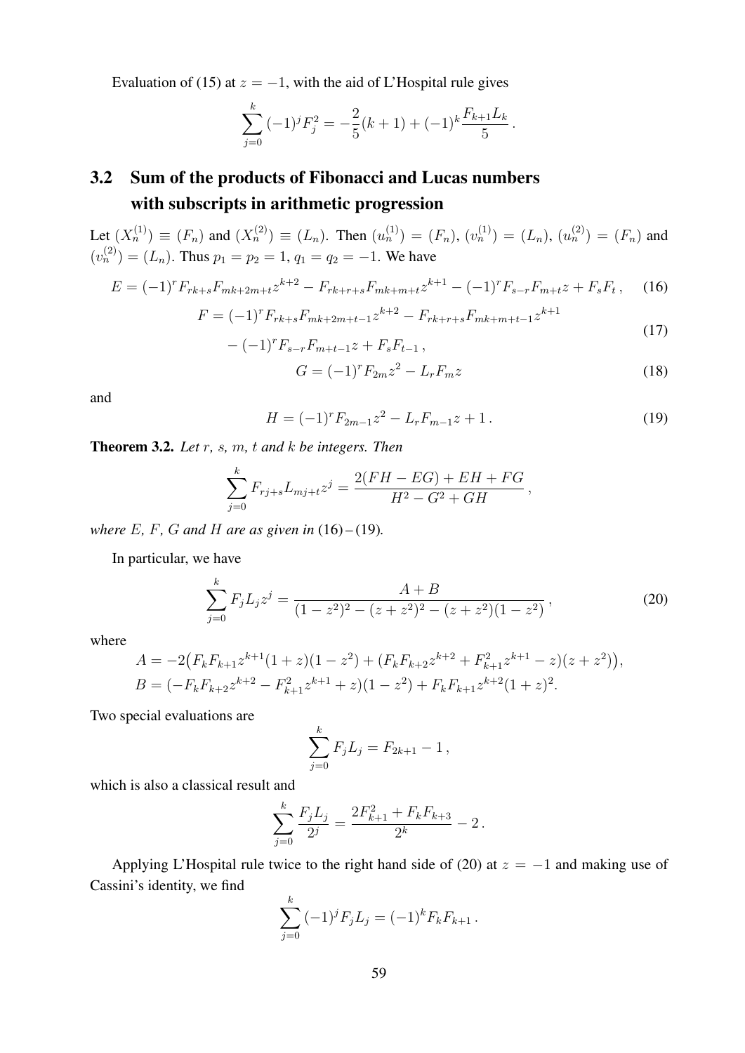Evaluation of (15) at $z = -1$, with the aid of L'Hospital rule gives

$$\sum_{j=0}^{k} (-1)^j F_j^2 = -\frac{2}{5}(k+1) + (-1)^k \frac{F_{k+1}L_k}{5}\,.$$

## 3.2 Sum of the products of Fibonacci and Lucas numbers with subscripts in arithmetic progression

Let $(X_n^{(1)}) \equiv (F_n)$ and $(X_n^{(2)}) \equiv (L_n)$. Then $(u_n^{(1)}) = (F_n)$, $(v_n^{(1)}) = (L_n)$, $(u_n^{(2)}) = (F_n)$ and $(v_n^{(2)}) = (L_n)$. Thus $p_1 = p_2 = 1$, $q_1 = q_2 = -1$. We have

$$E = (-1)^r F_{rk+s}F_{mk+2m+t}z^{k+2} - F_{rk+r+s}F_{mk+m+t}z^{k+1} - (-1)^r F_{s-r}F_{m+t}z + F_sF_t\,, \tag{16}$$

$$\begin{aligned} F = {} & (-1)^r F_{rk+s}F_{mk+2m+t-1}z^{k+2} - F_{rk+r+s}F_{mk+m+t-1}z^{k+1} \\ & - (-1)^r F_{s-r}F_{m+t-1}z + F_sF_{t-1}\,, \end{aligned} \tag{17}$$

$$G = (-1)^r F_{2m}z^2 - L_rF_mz \tag{18}$$

and

$$H = (-1)^r F_{2m-1}z^2 - L_rF_{m-1}z + 1\,. \tag{19}$$

**Theorem 3.2.** *Let $r$, $s$, $m$, $t$ and $k$ be integers. Then*

$$\sum_{j=0}^{k} F_{rj+s}L_{mj+t}z^j = \frac{2(FH - EG) + EH + FG}{H^2 - G^2 + GH}\,,$$

*where $E$, $F$, $G$ and $H$ are as given in* (16)–(19)*.*

In particular, we have

$$\sum_{j=0}^{k} F_jL_jz^j = \frac{A + B}{(1-z^2)^2 - (z+z^2)^2 - (z+z^2)(1-z^2)}\,, \tag{20}$$

where

$$\begin{aligned} A &= -2\big(F_kF_{k+1}z^{k+1}(1+z)(1-z^2) + (F_kF_{k+2}z^{k+2} + F_{k+1}^2z^{k+1} - z)(z+z^2)\big), \\ B &= (-F_kF_{k+2}z^{k+2} - F_{k+1}^2z^{k+1} + z)(1-z^2) + F_kF_{k+1}z^{k+2}(1+z)^2. \end{aligned}$$

Two special evaluations are

$$\sum_{j=0}^{k} F_jL_j = F_{2k+1} - 1\,,$$

which is also a classical result and

$$\sum_{j=0}^{k} \frac{F_jL_j}{2^j} = \frac{2F_{k+1}^2 + F_kF_{k+3}}{2^k} - 2\,.$$

Applying L'Hospital rule twice to the right hand side of (20) at $z = -1$ and making use of Cassini's identity, we find

$$\sum_{j=0}^{k} (-1)^j F_jL_j = (-1)^k F_kF_{k+1}\,.$$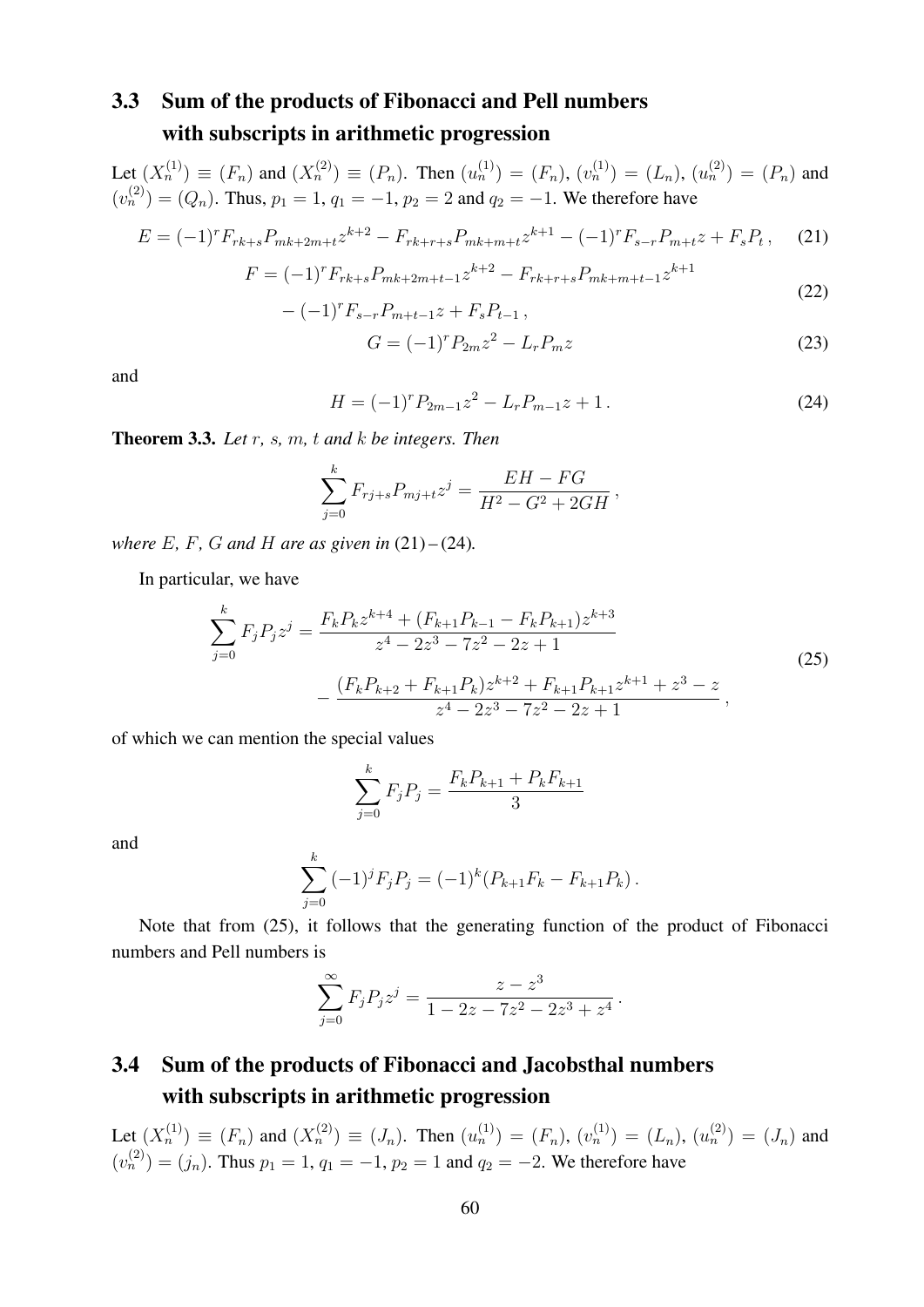### 3.3 Sum of the products of Fibonacci and Pell numbers with subscripts in arithmetic progression

Let $(X_n^{(1)}) \equiv (F_n)$ and $(X_n^{(2)}) \equiv (P_n)$. Then $(u_n^{(1)}) = (F_n)$, $(v_n^{(1)}) = (L_n)$, $(u_n^{(2)}) = (P_n)$ and $(v_n^{(2)}) = (Q_n)$. Thus, $p_1 = 1$, $q_1 = -1$, $p_2 = 2$ and $q_2 = -1$. We therefore have

$$E = (-1)^r F_{rk+s} P_{mk+2m+t} z^{k+2} - F_{rk+r+s} P_{mk+m+t} z^{k+1} - (-1)^r F_{s-r} P_{m+t} z + F_s P_t \,, \tag{21}$$

$$\begin{aligned} F = {} & (-1)^r F_{rk+s} P_{mk+2m+t-1} z^{k+2} - F_{rk+r+s} P_{mk+m+t-1} z^{k+1} \\ & - (-1)^r F_{s-r} P_{m+t-1} z + F_s P_{t-1} \,, \end{aligned} \tag{22}$$

$$G = (-1)^r P_{2m} z^2 - L_r P_m z \tag{23}$$

and

$$H = (-1)^r P_{2m-1} z^2 - L_r P_{m-1} z + 1 \,. \tag{24}$$

**Theorem 3.3.** *Let $r$, $s$, $m$, $t$ and $k$ be integers. Then*

$$\sum_{j=0}^{k} F_{rj+s} P_{mj+t} z^j = \frac{EH - FG}{H^2 - G^2 + 2GH} \,,$$

*where $E$, $F$, $G$ and $H$ are as given in* (21)–(24)*.*

In particular, we have

$$\begin{aligned} \sum_{j=0}^{k} F_j P_j z^j = {} & \frac{F_k P_k z^{k+4} + (F_{k+1} P_{k-1} - F_k P_{k+1}) z^{k+3}}{z^4 - 2z^3 - 7z^2 - 2z + 1} \\ & - \frac{(F_k P_{k+2} + F_{k+1} P_k) z^{k+2} + F_{k+1} P_{k+1} z^{k+1} + z^3 - z}{z^4 - 2z^3 - 7z^2 - 2z + 1} \,, \end{aligned} \tag{25}$$

of which we can mention the special values

$$\sum_{j=0}^{k} F_j P_j = \frac{F_k P_{k+1} + P_k F_{k+1}}{3}$$

and

$$\sum_{j=0}^{k} (-1)^j F_j P_j = (-1)^k (P_{k+1} F_k - F_{k+1} P_k) \,.$$

Note that from (25), it follows that the generating function of the product of Fibonacci numbers and Pell numbers is

$$\sum_{j=0}^{\infty} F_j P_j z^j = \frac{z - z^3}{1 - 2z - 7z^2 - 2z^3 + z^4} \,.$$

### 3.4 Sum of the products of Fibonacci and Jacobsthal numbers with subscripts in arithmetic progression

Let $(X_n^{(1)}) \equiv (F_n)$ and $(X_n^{(2)}) \equiv (J_n)$. Then $(u_n^{(1)}) = (F_n)$, $(v_n^{(1)}) = (L_n)$, $(u_n^{(2)}) = (J_n)$ and $(v_n^{(2)}) = (j_n)$. Thus $p_1 = 1$, $q_1 = -1$, $p_2 = 1$ and $q_2 = -2$. We therefore have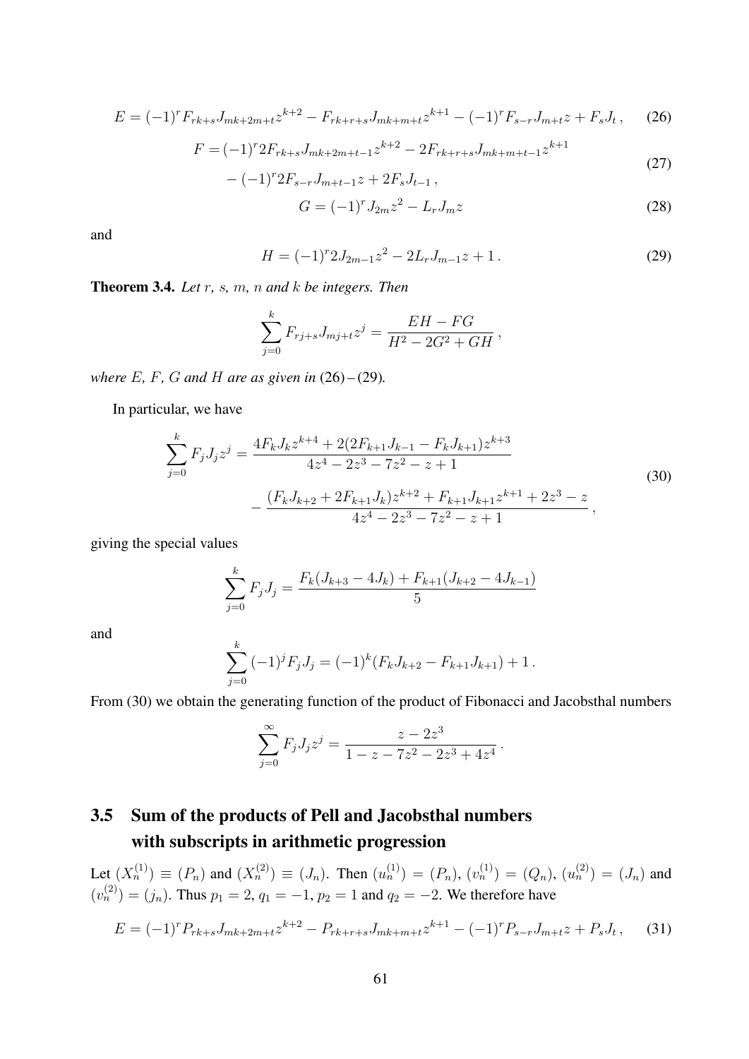$$E = (-1)^r F_{rk+s} J_{mk+2m+t} z^{k+2} - F_{rk+r+s} J_{mk+m+t} z^{k+1} - (-1)^r F_{s-r} J_{m+t} z + F_s J_t \,, \tag{26}$$

$$\begin{aligned} F = {} & (-1)^r 2F_{rk+s} J_{mk+2m+t-1} z^{k+2} - 2F_{rk+r+s} J_{mk+m+t-1} z^{k+1} \\ & - (-1)^r 2F_{s-r} J_{m+t-1} z + 2F_s J_{t-1} \,, \end{aligned} \tag{27}$$

$$G = (-1)^r J_{2m} z^2 - L_r J_m z \tag{28}$$

and

$$H = (-1)^r 2J_{2m-1} z^2 - 2L_r J_{m-1} z + 1 \,. \tag{29}$$

**Theorem 3.4.** *Let $r$, $s$, $m$, $n$ and $k$ be integers. Then*

$$\sum_{j=0}^{k} F_{rj+s} J_{mj+t} z^j = \frac{EH - FG}{H^2 - 2G^2 + GH} \,,$$

*where $E$, $F$, $G$ and $H$ are as given in* (26)–(29)*.*

In particular, we have

$$\begin{aligned} \sum_{j=0}^{k} F_j J_j z^j = {} & \frac{4F_k J_k z^{k+4} + 2(2F_{k+1} J_{k-1} - F_k J_{k+1}) z^{k+3}}{4z^4 - 2z^3 - 7z^2 - z + 1} \\ & - \frac{(F_k J_{k+2} + 2F_{k+1} J_k) z^{k+2} + F_{k+1} J_{k+1} z^{k+1} + 2z^3 - z}{4z^4 - 2z^3 - 7z^2 - z + 1} \,, \end{aligned} \tag{30}$$

giving the special values

$$\sum_{j=0}^{k} F_j J_j = \frac{F_k (J_{k+3} - 4J_k) + F_{k+1} (J_{k+2} - 4J_{k-1})}{5}$$

and

$$\sum_{j=0}^{k} (-1)^j F_j J_j = (-1)^k (F_k J_{k+2} - F_{k+1} J_{k+1}) + 1 \,.$$

From (30) we obtain the generating function of the product of Fibonacci and Jacobsthal numbers

$$\sum_{j=0}^{\infty} F_j J_j z^j = \frac{z - 2z^3}{1 - z - 7z^2 - 2z^3 + 4z^4} \,.$$

## 3.5 Sum of the products of Pell and Jacobsthal numbers with subscripts in arithmetic progression

Let $(X_n^{(1)}) \equiv (P_n)$ and $(X_n^{(2)}) \equiv (J_n)$. Then $(u_n^{(1)}) = (P_n)$, $(v_n^{(1)}) = (Q_n)$, $(u_n^{(2)}) = (J_n)$ and $(v_n^{(2)}) = (j_n)$. Thus $p_1 = 2$, $q_1 = -1$, $p_2 = 1$ and $q_2 = -2$. We therefore have

$$E = (-1)^r P_{rk+s} J_{mk+2m+t} z^{k+2} - P_{rk+r+s} J_{mk+m+t} z^{k+1} - (-1)^r P_{s-r} J_{m+t} z + P_s J_t \,, \tag{31}$$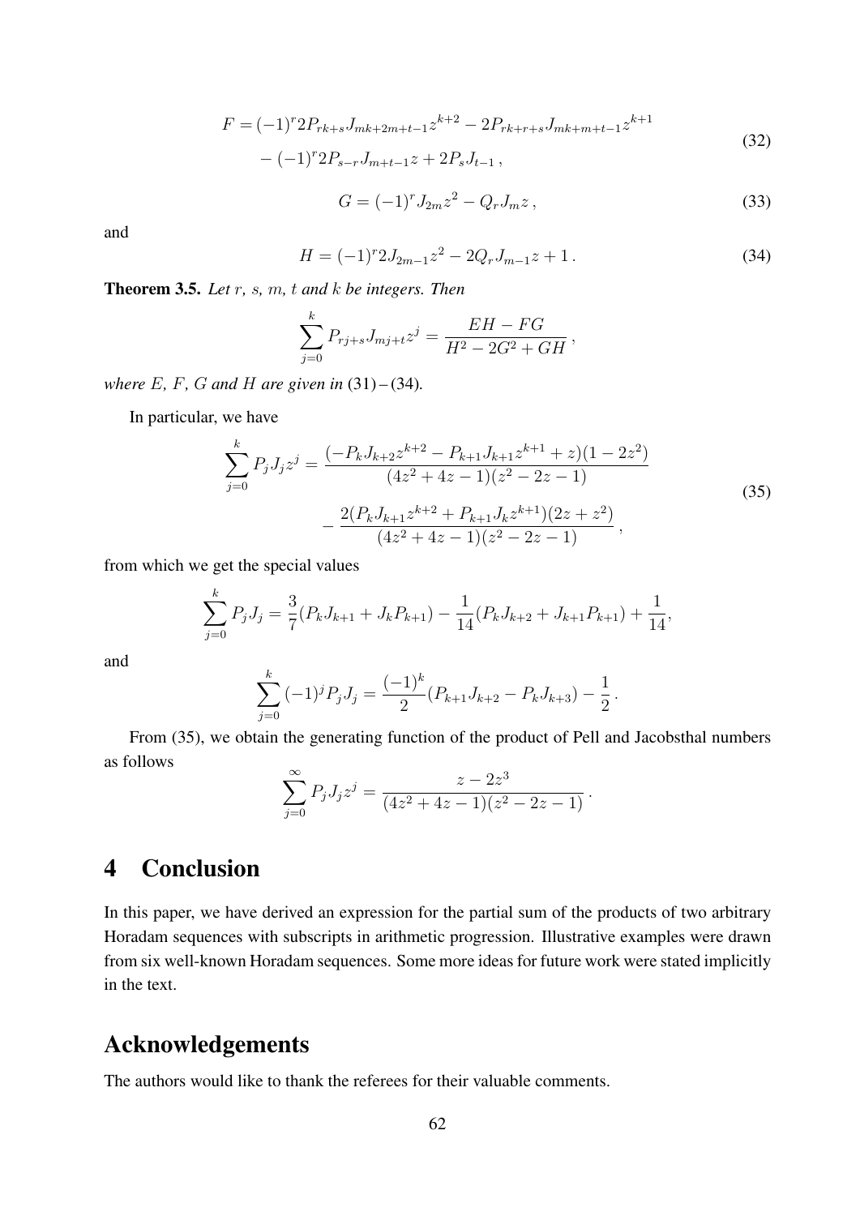$$
\begin{aligned}
F = &(-1)^r 2P_{rk+s}J_{mk+2m+t-1}z^{k+2} - 2P_{rk+r+s}J_{mk+m+t-1}z^{k+1} \\
&- (-1)^r 2P_{s-r}J_{m+t-1}z + 2P_sJ_{t-1}\,,
\end{aligned}
\tag{32}
$$

$$
G = (-1)^r J_{2m}z^2 - Q_rJ_mz\,, \tag{33}
$$

and

$$
H = (-1)^r 2J_{2m-1}z^2 - 2Q_rJ_{m-1}z + 1\,. \tag{34}
$$

**Theorem 3.5.** *Let $r$, $s$, $m$, $t$ and $k$ be integers. Then*

$$
\sum_{j=0}^{k} P_{rj+s}J_{mj+t}z^j = \frac{EH - FG}{H^2 - 2G^2 + GH}\,,
$$

*where $E$, $F$, $G$ and $H$ are given in* (31) – (34).

In particular, we have

$$
\begin{aligned}
\sum_{j=0}^{k} P_jJ_jz^j = &\frac{(-P_kJ_{k+2}z^{k+2} - P_{k+1}J_{k+1}z^{k+1} + z)(1 - 2z^2)}{(4z^2 + 4z - 1)(z^2 - 2z - 1)} \\
&- \frac{2(P_kJ_{k+1}z^{k+2} + P_{k+1}J_kz^{k+1})(2z + z^2)}{(4z^2 + 4z - 1)(z^2 - 2z - 1)}\,,
\end{aligned}
\tag{35}
$$

from which we get the special values

$$
\sum_{j=0}^{k} P_jJ_j = \frac{3}{7}(P_kJ_{k+1} + J_kP_{k+1}) - \frac{1}{14}(P_kJ_{k+2} + J_{k+1}P_{k+1}) + \frac{1}{14},
$$

and

$$
\sum_{j=0}^{k} (-1)^j P_jJ_j = \frac{(-1)^k}{2}(P_{k+1}J_{k+2} - P_kJ_{k+3}) - \frac{1}{2}\,.
$$

From (35), we obtain the generating function of the product of Pell and Jacobsthal numbers as follows

$$
\sum_{j=0}^{\infty} P_jJ_jz^j = \frac{z - 2z^3}{(4z^2 + 4z - 1)(z^2 - 2z - 1)}\,.
$$

# 4 Conclusion

In this paper, we have derived an expression for the partial sum of the products of two arbitrary Horadam sequences with subscripts in arithmetic progression. Illustrative examples were drawn from six well-known Horadam sequences. Some more ideas for future work were stated implicitly in the text.

# Acknowledgements

The authors would like to thank the referees for their valuable comments.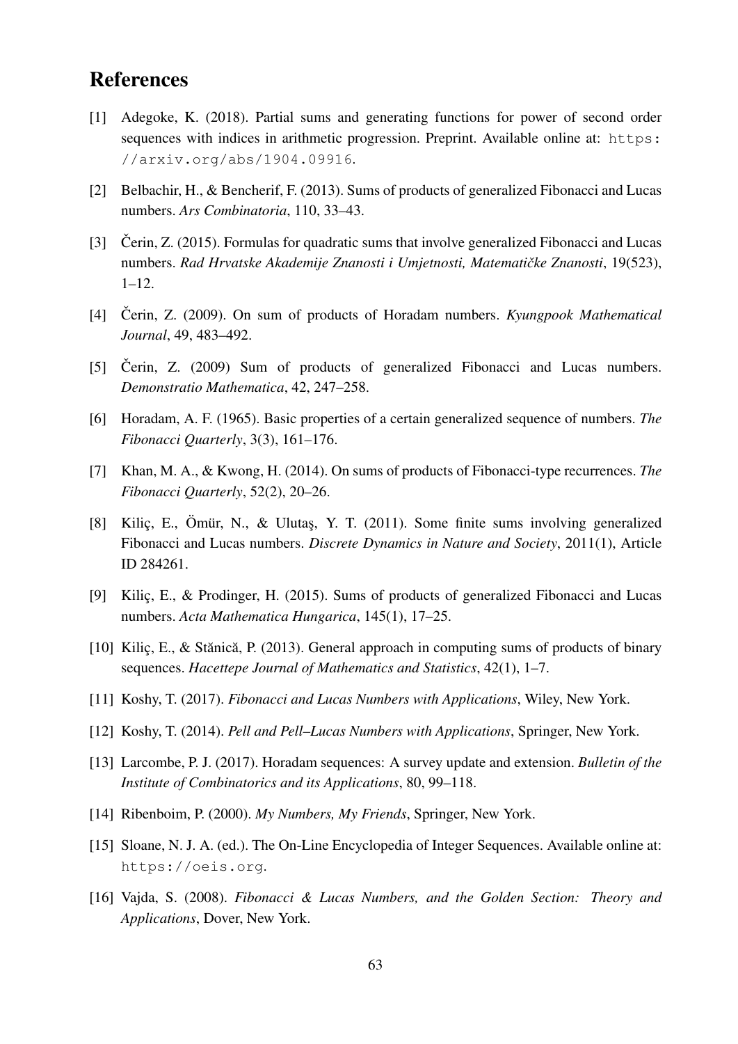# References

[1] Adegoke, K. (2018). Partial sums and generating functions for power of second order sequences with indices in arithmetic progression. Preprint. Available online at: https://arxiv.org/abs/1904.09916.

[2] Belbachir, H., & Bencherif, F. (2013). Sums of products of generalized Fibonacci and Lucas numbers. *Ars Combinatoria*, 110, 33–43.

[3] Čerin, Z. (2015). Formulas for quadratic sums that involve generalized Fibonacci and Lucas numbers. *Rad Hrvatske Akademije Znanosti i Umjetnosti, Matematičke Znanosti*, 19(523), 1–12.

[4] Čerin, Z. (2009). On sum of products of Horadam numbers. *Kyungpook Mathematical Journal*, 49, 483–492.

[5] Čerin, Z. (2009) Sum of products of generalized Fibonacci and Lucas numbers. *Demonstratio Mathematica*, 42, 247–258.

[6] Horadam, A. F. (1965). Basic properties of a certain generalized sequence of numbers. *The Fibonacci Quarterly*, 3(3), 161–176.

[7] Khan, M. A., & Kwong, H. (2014). On sums of products of Fibonacci-type recurrences. *The Fibonacci Quarterly*, 52(2), 20–26.

[8] Kiliç, E., Ömür, N., & Ulutaş, Y. T. (2011). Some finite sums involving generalized Fibonacci and Lucas numbers. *Discrete Dynamics in Nature and Society*, 2011(1), Article ID 284261.

[9] Kiliç, E., & Prodinger, H. (2015). Sums of products of generalized Fibonacci and Lucas numbers. *Acta Mathematica Hungarica*, 145(1), 17–25.

[10] Kiliç, E., & Stănică, P. (2013). General approach in computing sums of products of binary sequences. *Hacettepe Journal of Mathematics and Statistics*, 42(1), 1–7.

[11] Koshy, T. (2017). *Fibonacci and Lucas Numbers with Applications*, Wiley, New York.

[12] Koshy, T. (2014). *Pell and Pell–Lucas Numbers with Applications*, Springer, New York.

[13] Larcombe, P. J. (2017). Horadam sequences: A survey update and extension. *Bulletin of the Institute of Combinatorics and its Applications*, 80, 99–118.

[14] Ribenboim, P. (2000). *My Numbers, My Friends*, Springer, New York.

[15] Sloane, N. J. A. (ed.). The On-Line Encyclopedia of Integer Sequences. Available online at: https://oeis.org.

[16] Vajda, S. (2008). *Fibonacci & Lucas Numbers, and the Golden Section: Theory and Applications*, Dover, New York.